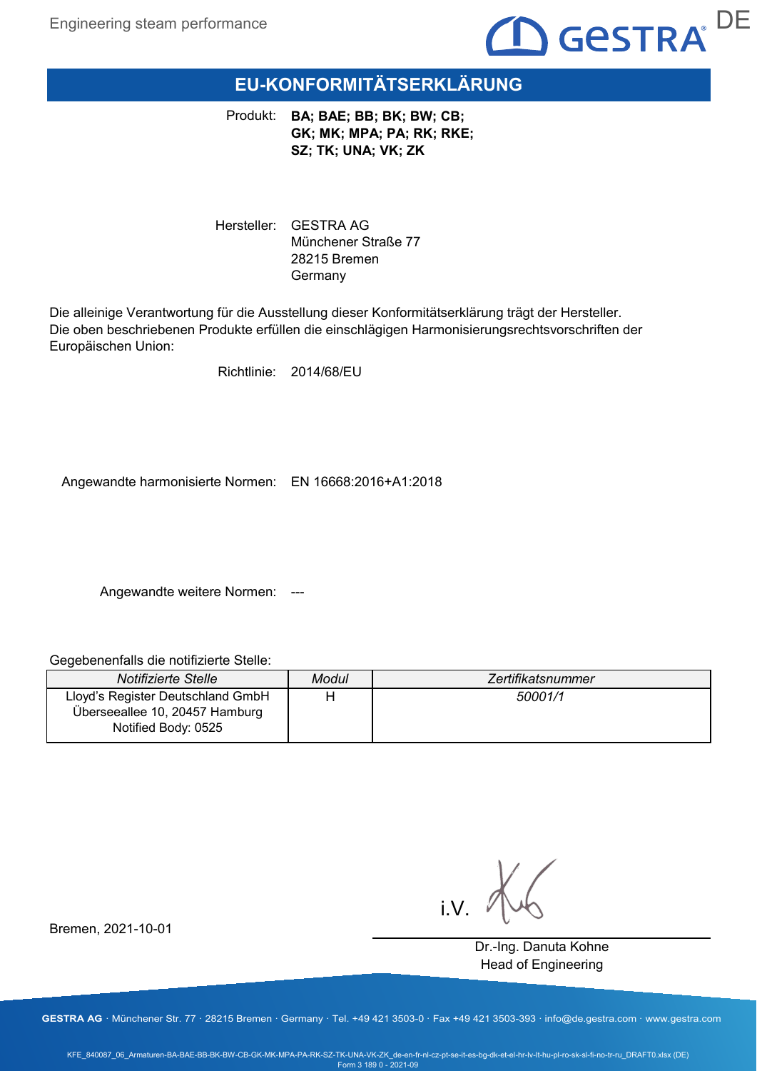Engineering steam performance

DE

# EU-KONFORMITÄTSERKLÄRUNG

Produkt: **BA; BAE; BB; BK; BW; CB; GK; MK; MPA; PA; RK; RKE; SZ; TK; UNA; VK; ZK**

Hersteller: GESTRA AG
Münchener Straße 77
28215 Bremen
Germany

Die alleinige Verantwortung für die Ausstellung dieser Konformitätserklärung trägt der Hersteller.
Die oben beschriebenen Produkte erfüllen die einschlägigen Harmonisierungsrechtsvorschriften der Europäischen Union:

Richtlinie: 2014/68/EU

Angewandte harmonisierte Normen: EN 16668:2016+A1:2018

Angewandte weitere Normen: ---

Gegebenenfalls die notifizierte Stelle:

| *Notifizierte Stelle* | *Modul* | *Zertifikatsnummer* |
|---|---|---|
| Lloyd's Register Deutschland GmbH<br>Überseeallee 10, 20457 Hamburg<br>Notified Body: 0525 | H | *50001/1* |

Bremen, 2021-10-01

i.V.

Dr.-Ing. Danuta Kohne
Head of Engineering

**GESTRA AG** · Münchener Str. 77 · 28215 Bremen · Germany · Tel. +49 421 3503-0 · Fax +49 421 3503-393 · info@de.gestra.com · www.gestra.com

KFE_840087_06_Armaturen-BA-BAE-BB-BK-BW-CB-GK-MK-MPA-PA-RK-SZ-TK-UNA-VK-ZK_de-en-fr-nl-cz-pt-se-it-es-bg-dk-et-el-hr-lv-lt-hu-pl-ro-sk-sl-fi-no-tr-ru_DRAFT0.xlsx (DE)
Form 3 189 0 - 2021-09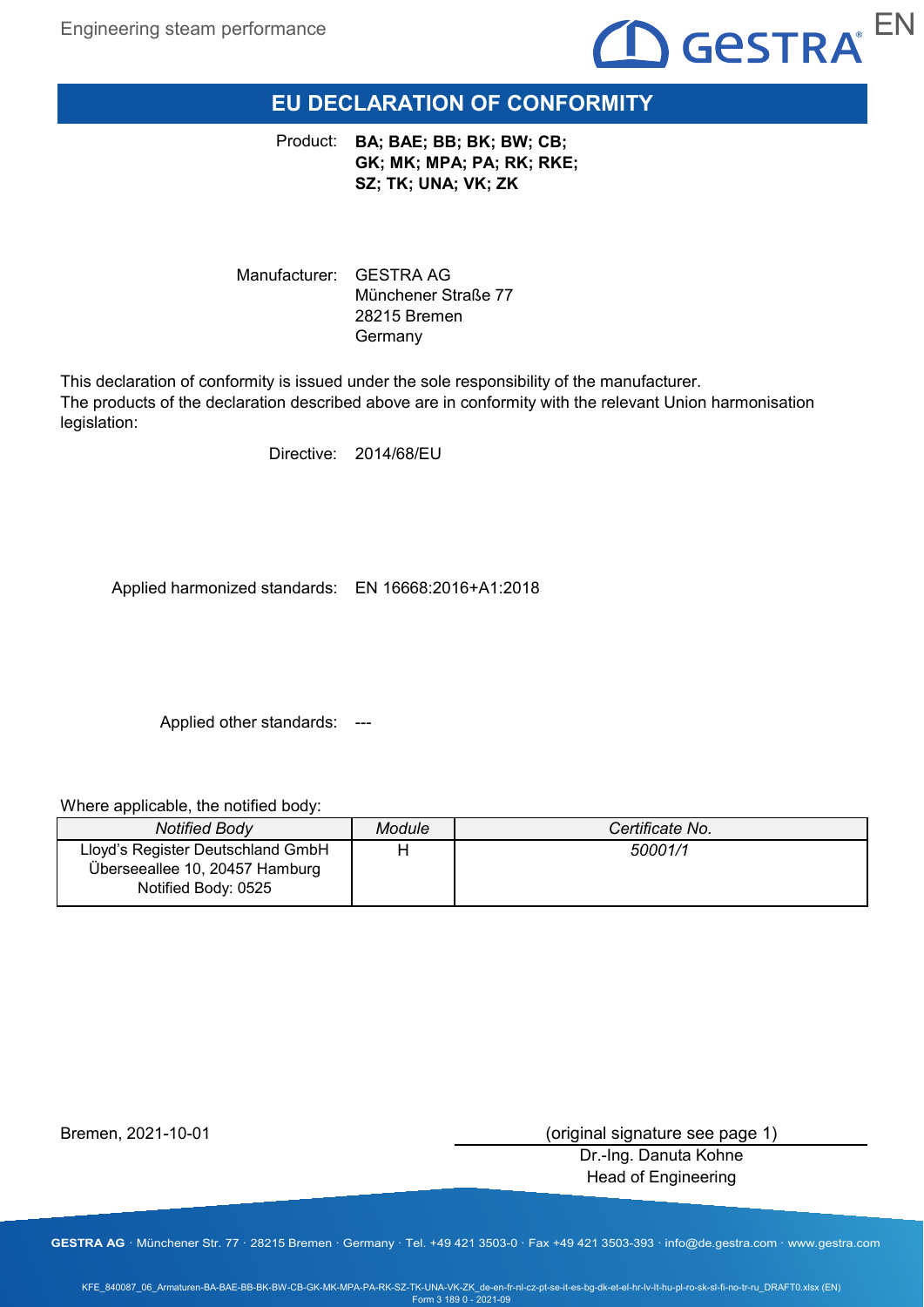# EU DECLARATION OF CONFORMITY

Product: **BA; BAE; BB; BK; BW; CB; GK; MK; MPA; PA; RK; RKE; SZ; TK; UNA; VK; ZK**

Manufacturer: GESTRA AG
Münchener Straße 77
28215 Bremen
Germany

This declaration of conformity is issued under the sole responsibility of the manufacturer.
The products of the declaration described above are in conformity with the relevant Union harmonisation legislation:

Directive: 2014/68/EU

Applied harmonized standards: EN 16668:2016+A1:2018

Applied other standards: ---

Where applicable, the notified body:

| *Notified Body* | *Module* | *Certificate No.* |
|---|---|---|
| Lloyd's Register Deutschland GmbH<br>Überseeallee 10, 20457 Hamburg<br>Notified Body: 0525 | H | *50001/1* |

Bremen, 2021-10-01

(original signature see page 1)
Dr.-Ing. Danuta Kohne
Head of Engineering

**GESTRA AG** · Münchener Str. 77 · 28215 Bremen · Germany · Tel. +49 421 3503-0 · Fax +49 421 3503-393 · info@de.gestra.com · www.gestra.com

KFE_840087_06_Armaturen-BA-BAE-BB-BK-BW-CB-GK-MK-MPA-PA-RK-SZ-TK-UNA-VK-ZK_de-en-fr-nl-cz-pt-se-it-es-bg-dk-et-el-hr-lv-lt-hu-pl-ro-sk-sl-fi-no-tr-ru_DRAFT0.xlsx (EN)
Form 3 189 0 - 2021-09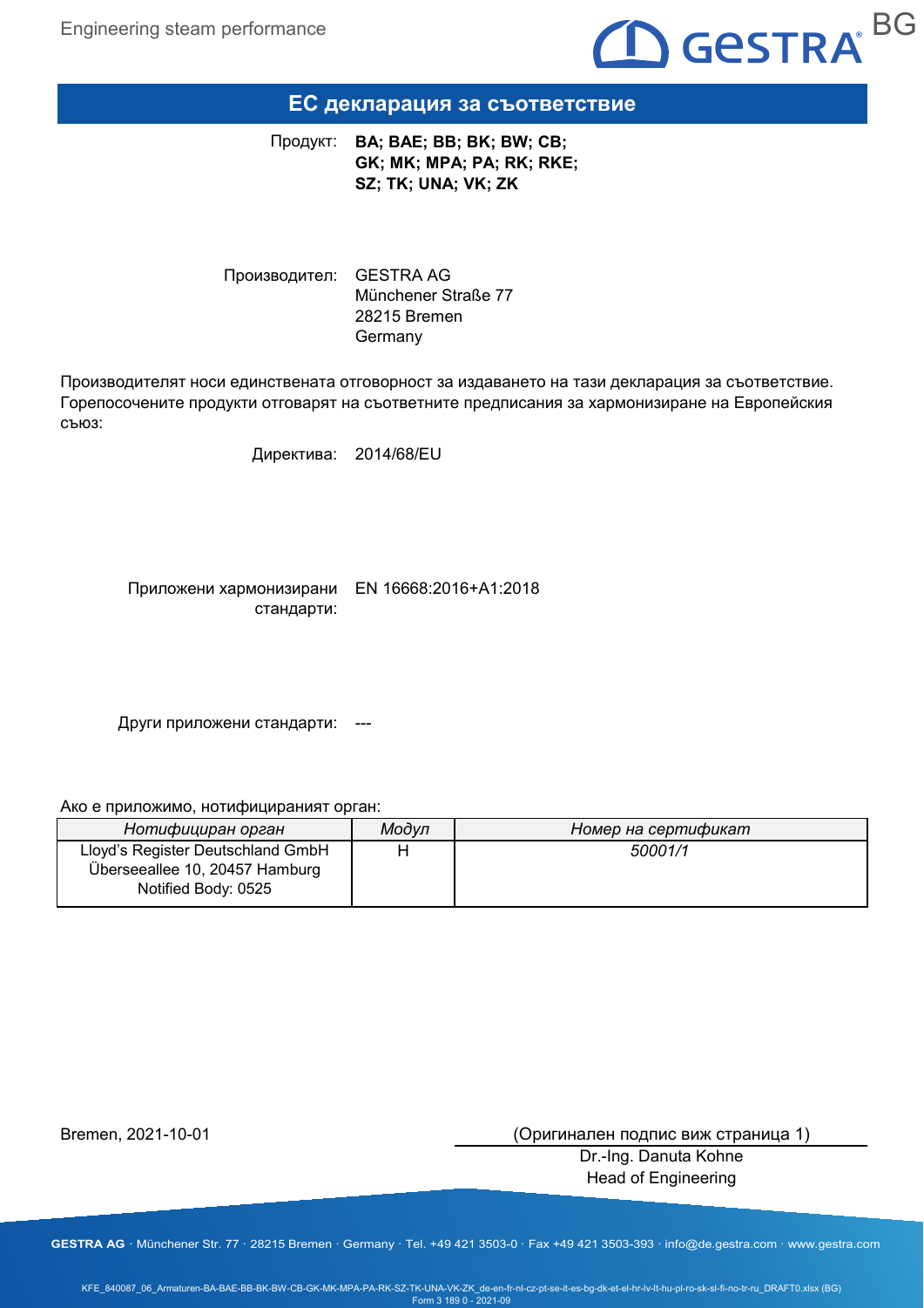# ЕС декларация за съответствие

Продукт: **BA; BAE; BB; BK; BW; CB; GK; MK; MPA; PA; RK; RKE; SZ; TK; UNA; VK; ZK**

Производител: GESTRA AG
Münchener Straße 77
28215 Bremen
Germany

Производителят носи единствената отговорност за издаването на тази декларация за съответствие. Горепосочените продукти отговарят на съответните предписания за хармонизиране на Европейския съюз:

Директива: 2014/68/EU

Приложени хармонизирани стандарти: EN 16668:2016+A1:2018

Други приложени стандарти: ---

Ако е приложимо, нотифицираният орган:

| *Нотифициран орган* | *Модул* | *Номер на сертификат* |
|---|---|---|
| Lloyd's Register Deutschland GmbH<br>Überseeallee 10, 20457 Hamburg<br>Notified Body: 0525 | H | *50001/1* |

Bremen, 2021-10-01

(Оригинален подпис виж страница 1)
Dr.-Ing. Danuta Kohne
Head of Engineering

KFE_840087_06_Armaturen-BA-BAE-BB-BK-BW-CB-GK-MK-MPA-PA-RK-SZ-TK-UNA-VK-ZK_de-en-fr-nl-cz-pt-se-it-es-bg-dk-et-el-hr-lv-lt-hu-pl-ro-sk-sl-fi-no-tr-ru_DRAFT0.xlsx (BG)
Form 3 189 0 - 2021-09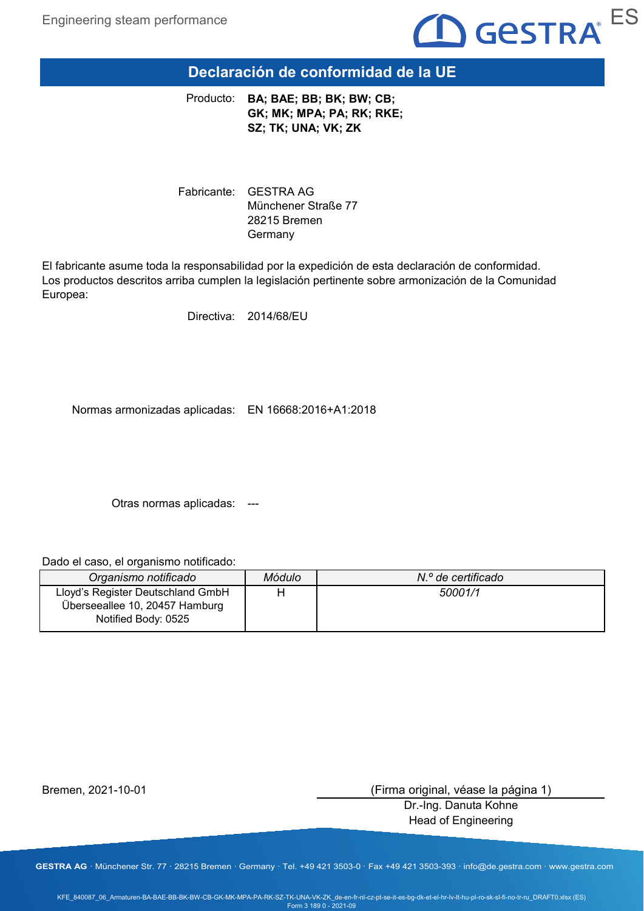# Declaración de conformidad de la UE

Producto: **BA; BAE; BB; BK; BW; CB; GK; MK; MPA; PA; RK; RKE; SZ; TK; UNA; VK; ZK**

Fabricante: GESTRA AG
Münchener Straße 77
28215 Bremen
Germany

El fabricante asume toda la responsabilidad por la expedición de esta declaración de conformidad. Los productos descritos arriba cumplen la legislación pertinente sobre armonización de la Comunidad Europea:

Directiva: 2014/68/EU

Normas armonizadas aplicadas: EN 16668:2016+A1:2018

Otras normas aplicadas: ---

Dado el caso, el organismo notificado:

| *Organismo notificado* | *Módulo* | *N.º de certificado* |
|---|---|---|
| Lloyd's Register Deutschland GmbH<br>Überseeallee 10, 20457 Hamburg<br>Notified Body: 0525 | H | *50001/1* |

Bremen, 2021-10-01

(Firma original, véase la página 1)
Dr.-Ing. Danuta Kohne
Head of Engineering

**GESTRA AG** · Münchener Str. 77 · 28215 Bremen · Germany · Tel. +49 421 3503-0 · Fax +49 421 3503-393 · info@de.gestra.com · www.gestra.com

KFE_840087_06_Armaturen-BA-BAE-BB-BK-BW-CB-GK-MK-MPA-PA-RK-SZ-TK-UNA-VK-ZK_de-en-fr-nl-cz-pt-se-it-es-bg-dk-et-el-hr-lv-lt-hu-pl-ro-sk-sl-fi-no-tr-ru_DRAFT0.xlsx (ES)
Form 3 189 0 - 2021-09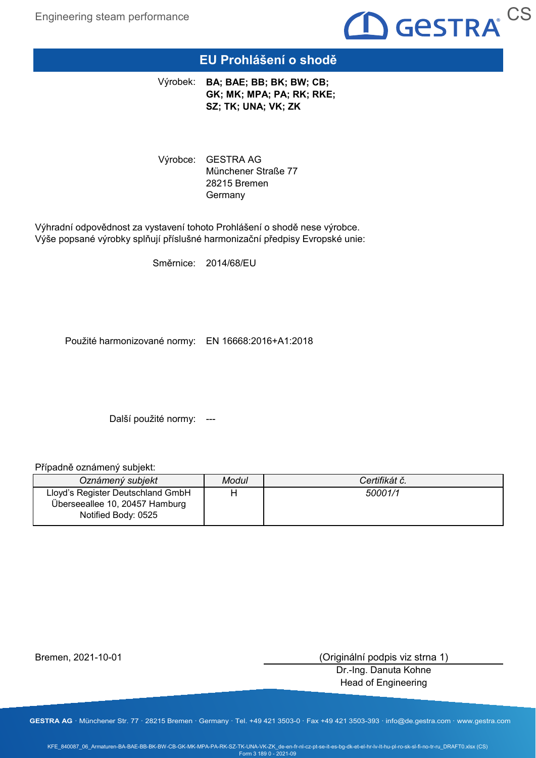# EU Prohlášení o shodě

Výrobek: **BA; BAE; BB; BK; BW; CB; GK; MK; MPA; PA; RK; RKE; SZ; TK; UNA; VK; ZK**

Výrobce: GESTRA AG
Münchener Straße 77
28215 Bremen
Germany

Výhradní odpovědnost za vystavení tohoto Prohlášení o shodě nese výrobce.
Výše popsané výrobky splňují příslušné harmonizační předpisy Evropské unie:

Směrnice: 2014/68/EU

Použité harmonizované normy: EN 16668:2016+A1:2018

Další použité normy: ---

Případně oznámený subjekt:

| *Oznámený subjekt* | *Modul* | *Certifikát č.* |
|---|---|---|
| Lloyd's Register Deutschland GmbH<br>Überseeallee 10, 20457 Hamburg<br>Notified Body: 0525 | H | *50001/1* |

Bremen, 2021-10-01

(Originální podpis viz strna 1)
Dr.-Ing. Danuta Kohne
Head of Engineering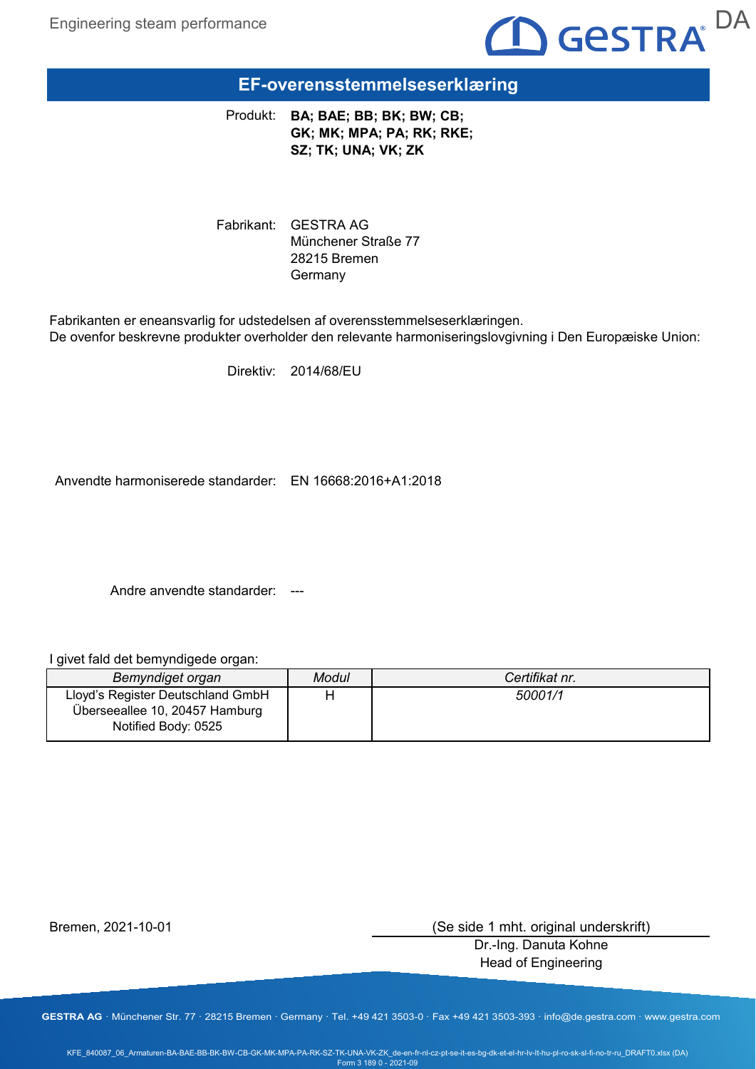# EF-overensstemmelseserklæring

Produkt: **BA; BAE; BB; BK; BW; CB; GK; MK; MPA; PA; RK; RKE; SZ; TK; UNA; VK; ZK**

Fabrikant: GESTRA AG
Münchener Straße 77
28215 Bremen
Germany

Fabrikanten er eneansvarlig for udstedelsen af overensstemmelseserklæringen.
De ovenfor beskrevne produkter overholder den relevante harmoniseringslovgivning i Den Europæiske Union:

Direktiv: 2014/68/EU

Anvendte harmoniserede standarder: EN 16668:2016+A1:2018

Andre anvendte standarder: ---

I givet fald det bemyndigede organ:

| *Bemyndiget organ* | *Modul* | *Certifikat nr.* |
|---|---|---|
| Lloyd's Register Deutschland GmbH<br>Überseeallee 10, 20457 Hamburg<br>Notified Body: 0525 | H | *50001/1* |

Bremen, 2021-10-01

(Se side 1 mht. original underskrift)
Dr.-Ing. Danuta Kohne
Head of Engineering

GESTRA AG · Münchener Str. 77 · 28215 Bremen · Germany · Tel. +49 421 3503-0 · Fax +49 421 3503-393 · info@de.gestra.com · www.gestra.com

KFE_840087_06_Armaturen-BA-BAE-BB-BK-BW-CB-GK-MK-MPA-PA-RK-SZ-TK-UNA-VK-ZK_de-en-fr-nl-cz-pt-se-it-es-bg-dk-et-el-hr-lv-lt-hu-pl-ro-sk-sl-fi-no-tr-ru_DRAFT0.xlsx (DA)
Form 3 189 0 - 2021-09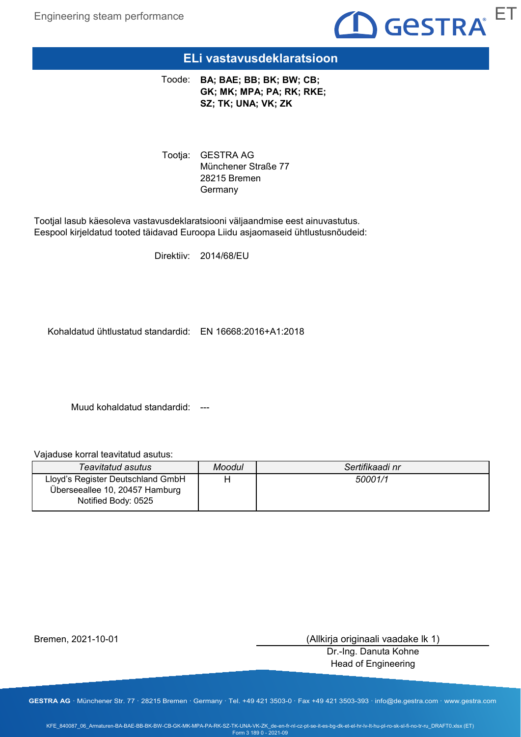# ELi vastavusdeklaratsioon

Toode: **BA; BAE; BB; BK; BW; CB; GK; MK; MPA; PA; RK; RKE; SZ; TK; UNA; VK; ZK**

Tootja: GESTRA AG
Münchener Straße 77
28215 Bremen
Germany

Tootjal lasub käesoleva vastavusdeklaratsiooni väljaandmise eest ainuvastutus.
Eespool kirjeldatud tooted täidavad Euroopa Liidu asjaomaseid ühtlustusnõudeid:

Direktiiv: 2014/68/EU

Kohaldatud ühtlustatud standardid: EN 16668:2016+A1:2018

Muud kohaldatud standardid: ---

Vajaduse korral teavitatud asutus:

| *Teavitatud asutus* | *Moodul* | *Sertifikaadi nr* |
|---|---|---|
| Lloyd's Register Deutschland GmbH<br>Überseeallee 10, 20457 Hamburg<br>Notified Body: 0525 | H | *50001/1* |

Bremen, 2021-10-01

(Allkirja originaali vaadake lk 1)
Dr.-Ing. Danuta Kohne
Head of Engineering

**GESTRA AG** · Münchener Str. 77 · 28215 Bremen · Germany · Tel. +49 421 3503-0 · Fax +49 421 3503-393 · info@de.gestra.com · www.gestra.com

KFE_840087_06_Armaturen-BA-BAE-BB-BK-BW-CB-GK-MK-MPA-PA-RK-SZ-TK-UNA-VK-ZK_de-en-fr-nl-cz-pt-se-it-es-bg-dk-et-el-hr-lv-lt-hu-pl-ro-sk-sl-fi-no-tr-ru_DRAFT0.xlsx (ET)
Form 3 189 0 - 2021-09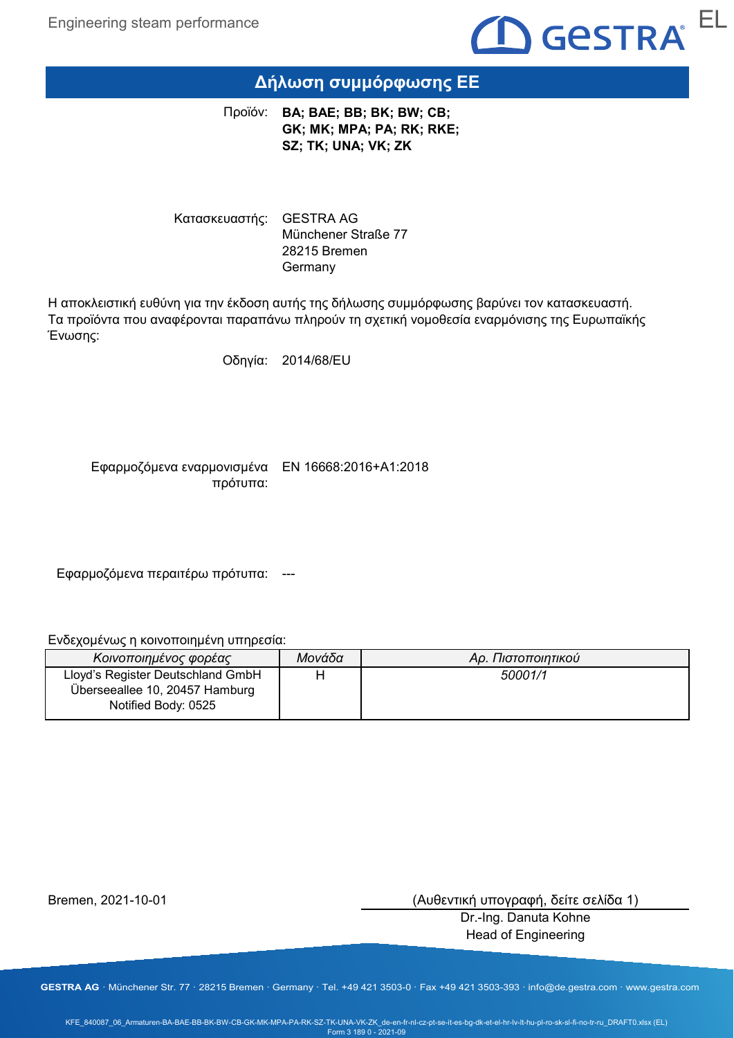# Δήλωση συμμόρφωσης ΕΕ

Προϊόν: **BA; BAE; BB; BK; BW; CB; GK; MK; MPA; PA; RK; RKE; SZ; TK; UNA; VK; ZK**

Κατασκευαστής: GESTRA AG
Münchener Straße 77
28215 Bremen
Germany

Η αποκλειστική ευθύνη για την έκδοση αυτής της δήλωσης συμμόρφωσης βαρύνει τον κατασκευαστή.
Τα προϊόντα που αναφέρονται παραπάνω πληρούν τη σχετική νομοθεσία εναρμόνισης της Ευρωπαϊκής Ένωσης:

Οδηγία: 2014/68/EU

Εφαρμοζόμενα εναρμονισμένα πρότυπα: EN 16668:2016+A1:2018

Εφαρμοζόμενα περαιτέρω πρότυπα: ---

Ενδεχομένως η κοινοποιημένη υπηρεσία:

| *Κοινοποιημένος φορέας* | *Μονάδα* | *Αρ. Πιστοποιητικού* |
|---|---|---|
| Lloyd's Register Deutschland GmbH<br>Überseeallee 10, 20457 Hamburg<br>Notified Body: 0525 | H | *50001/1* |

Bremen, 2021-10-01

(Αυθεντική υπογραφή, δείτε σελίδα 1)
Dr.-Ing. Danuta Kohne
Head of Engineering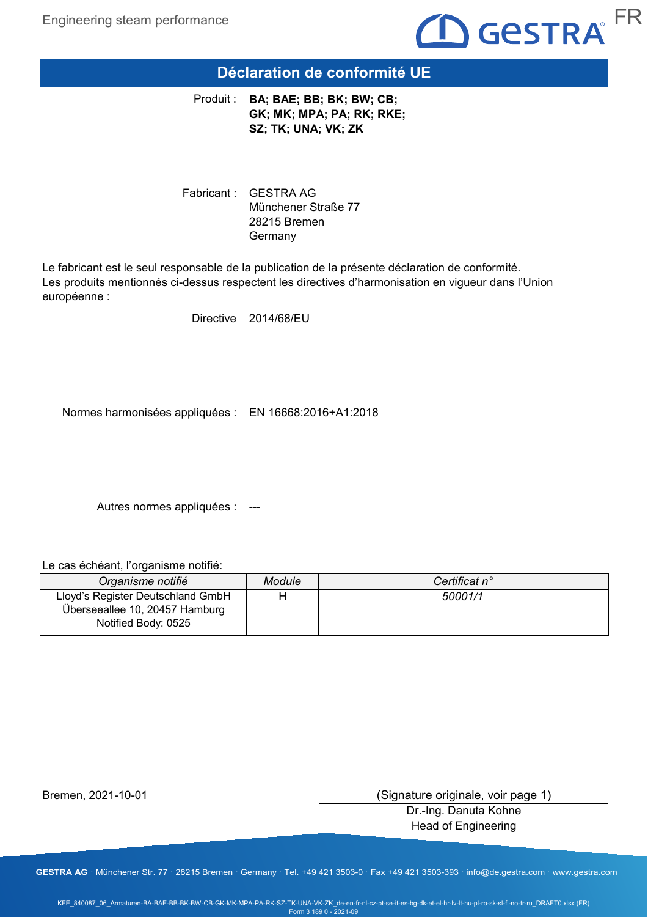# Déclaration de conformité UE

Produit : **BA; BAE; BB; BK; BW; CB; GK; MK; MPA; PA; RK; RKE; SZ; TK; UNA; VK; ZK**

Fabricant : GESTRA AG
Münchener Straße 77
28215 Bremen
Germany

Le fabricant est le seul responsable de la publication de la présente déclaration de conformité.
Les produits mentionnés ci-dessus respectent les directives d'harmonisation en vigueur dans l'Union européenne :

Directive 2014/68/EU

Normes harmonisées appliquées : EN 16668:2016+A1:2018

Autres normes appliquées : ---

Le cas échéant, l'organisme notifié:

| *Organisme notifié* | *Module* | *Certificat n°* |
| --- | --- | --- |
| Lloyd's Register Deutschland GmbH<br>Überseeallee 10, 20457 Hamburg<br>Notified Body: 0525 | H | *50001/1* |

Bremen, 2021-10-01

(Signature originale, voir page 1)
Dr.-Ing. Danuta Kohne
Head of Engineering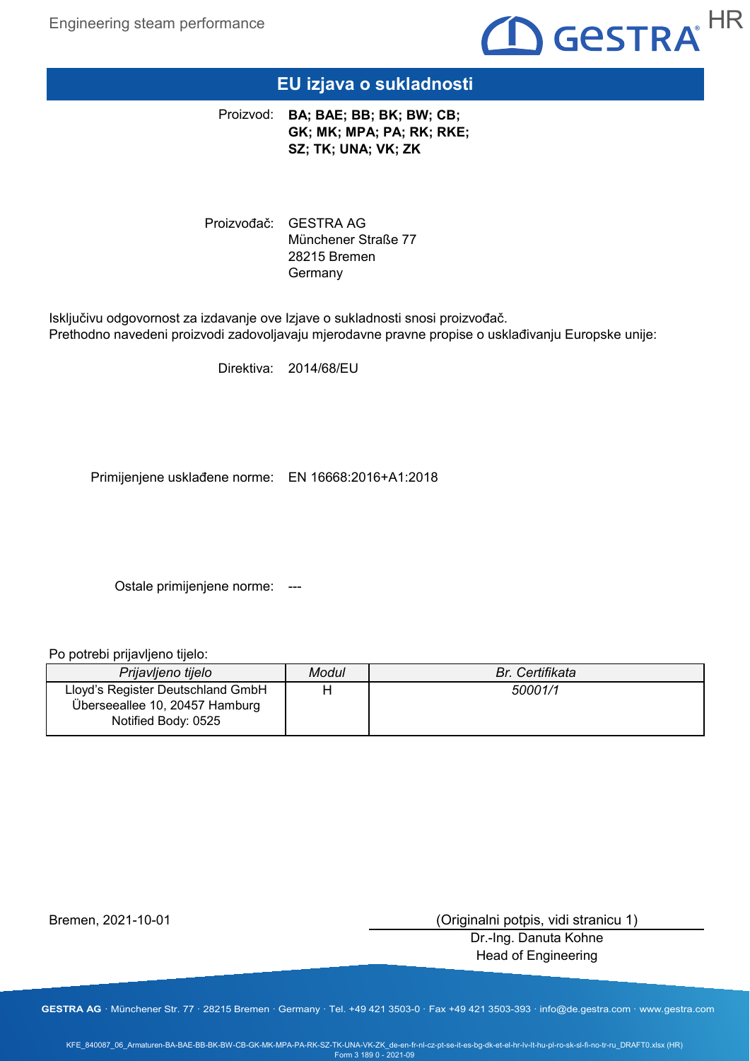# EU izjava o sukladnosti

Proizvod: **BA; BAE; BB; BK; BW; CB; GK; MK; MPA; PA; RK; RKE; SZ; TK; UNA; VK; ZK**

Proizvođač: GESTRA AG
Münchener Straße 77
28215 Bremen
Germany

Isključivu odgovornost za izdavanje ove Izjave o sukladnosti snosi proizvođač.
Prethodno navedeni proizvodi zadovoljavaju mjerodavne pravne propise o usklađivanju Europske unije:

Direktiva: 2014/68/EU

Primijenjene usklađene norme: EN 16668:2016+A1:2018

Ostale primijenjene norme: ---

Po potrebi prijavljeno tijelo:

| *Prijavljeno tijelo* | *Modul* | *Br. Certifikata* |
|---|---|---|
| Lloyd's Register Deutschland GmbH<br>Überseeallee 10, 20457 Hamburg<br>Notified Body: 0525 | H | *50001/1* |

Bremen, 2021-10-01

(Originalni potpis, vidi stranicu 1)
Dr.-Ing. Danuta Kohne
Head of Engineering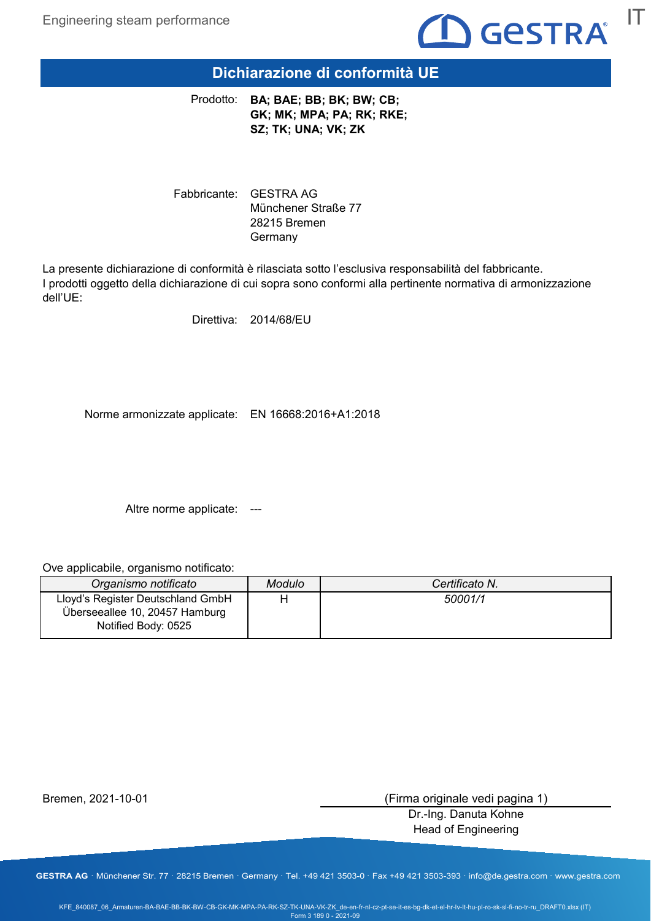# Dichiarazione di conformità UE

Prodotto: **BA; BAE; BB; BK; BW; CB; GK; MK; MPA; PA; RK; RKE; SZ; TK; UNA; VK; ZK**

Fabbricante: GESTRA AG
Münchener Straße 77
28215 Bremen
Germany

La presente dichiarazione di conformità è rilasciata sotto l'esclusiva responsabilità del fabbricante.
I prodotti oggetto della dichiarazione di cui sopra sono conformi alla pertinente normativa di armonizzazione dell'UE:

Direttiva: 2014/68/EU

Norme armonizzate applicate: EN 16668:2016+A1:2018

Altre norme applicate: ---

Ove applicabile, organismo notificato:

| *Organismo notificato* | *Modulo* | *Certificato N.* |
|---|---|---|
| Lloyd's Register Deutschland GmbH<br>Überseeallee 10, 20457 Hamburg<br>Notified Body: 0525 | H | *50001/1* |

Bremen, 2021-10-01

(Firma originale vedi pagina 1)
Dr.-Ing. Danuta Kohne
Head of Engineering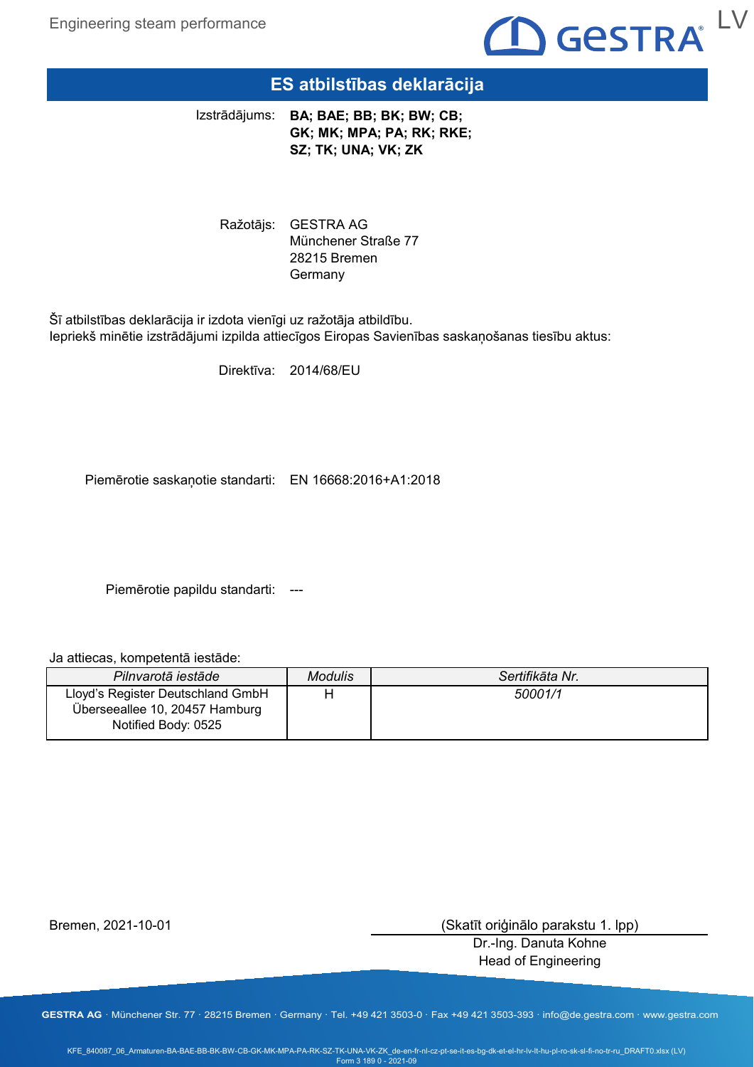# ES atbilstības deklarācija

Izstrādājums: **BA; BAE; BB; BK; BW; CB; GK; MK; MPA; PA; RK; RKE; SZ; TK; UNA; VK; ZK**

Ražotājs: GESTRA AG
Münchener Straße 77
28215 Bremen
Germany

Šī atbilstības deklarācija ir izdota vienīgi uz ražotāja atbildību.
Iepriekš minētie izstrādājumi izpilda attiecīgos Eiropas Savienības saskaņošanas tiesību aktus:

Direktīva: 2014/68/EU

Piemērotie saskaņotie standarti: EN 16668:2016+A1:2018

Piemērotie papildu standarti: ---

Ja attiecas, kompetentā iestāde:

| *Pilnvarotā iestāde* | *Modulis* | *Sertifikāta Nr.* |
|---|---|---|
| Lloyd's Register Deutschland GmbH<br>Überseeallee 10, 20457 Hamburg<br>Notified Body: 0525 | H | *50001/1* |

Bremen, 2021-10-01

(Skatīt oriģinālo parakstu 1. lpp)
Dr.-Ing. Danuta Kohne
Head of Engineering

**GESTRA AG** · Münchener Str. 77 · 28215 Bremen · Germany · Tel. +49 421 3503-0 · Fax +49 421 3503-393 · info@de.gestra.com · www.gestra.com

KFE_840087_06_Armaturen-BA-BAE-BB-BK-BW-CB-GK-MK-MPA-PA-RK-SZ-TK-UNA-VK-ZK_de-en-fr-nl-cz-pt-se-it-es-bg-dk-et-el-hr-lv-lt-hu-pl-ro-sk-sl-fi-no-tr-ru_DRAFT0.xlsx (LV)
Form 3 189 0 - 2021-09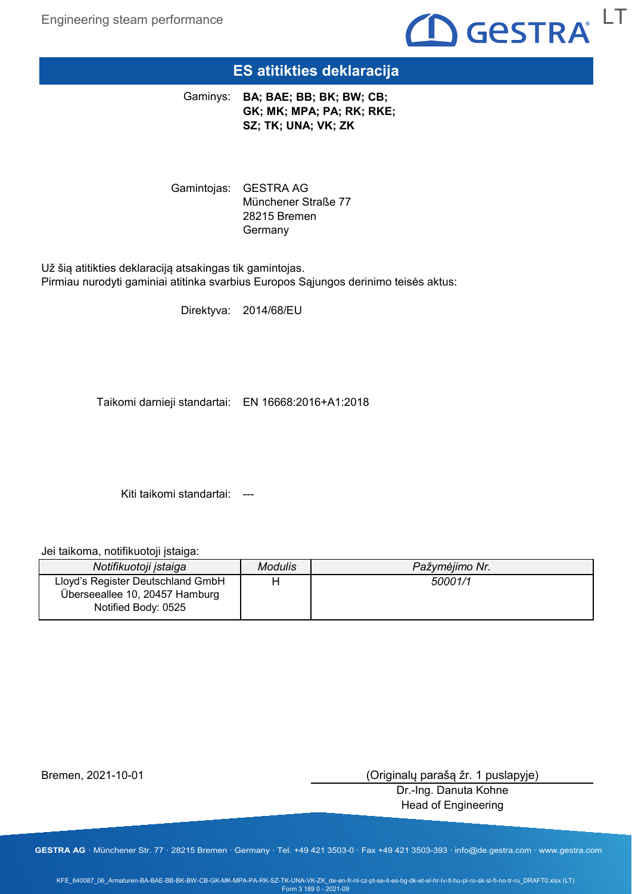# ES atitikties deklaracija

Gaminys: **BA; BAE; BB; BK; BW; CB; GK; MK; MPA; PA; RK; RKE; SZ; TK; UNA; VK; ZK**

Gamintojas: GESTRA AG
Münchener Straße 77
28215 Bremen
Germany

Už šią atitikties deklaraciją atsakingas tik gamintojas.
Pirmiau nurodyti gaminiai atitinka svarbius Europos Sąjungos derinimo teisės aktus:

Direktyva: 2014/68/EU

Taikomi darnieji standartai: EN 16668:2016+A1:2018

Kiti taikomi standartai: ---

Jei taikoma, notifikuotoji įstaiga:

| *Notifikuotoji įstaiga* | *Modulis* | *Pažymėjimo Nr.* |
|---|---|---|
| Lloyd's Register Deutschland GmbH<br>Überseeallee 10, 20457 Hamburg<br>Notified Body: 0525 | H | *50001/1* |

Bremen, 2021-10-01

(Originalų parašą žr. 1 puslapyje)
Dr.-Ing. Danuta Kohne
Head of Engineering

**GESTRA AG** · Münchener Str. 77 · 28215 Bremen · Germany · Tel. +49 421 3503-0 · Fax +49 421 3503-393 · info@de.gestra.com · www.gestra.com

KFE_840087_06_Armaturen-BA-BAE-BB-BK-BW-CB-GK-MK-MPA-PA-RK-SZ-TK-UNA-VK-ZK_de-en-fr-nl-cz-pt-se-it-es-bg-dk-et-el-hr-lv-lt-hu-pl-ro-sk-sl-fi-no-tr-ru_DRAFT0.xlsx (LT)
Form 3 189 0 - 2021-09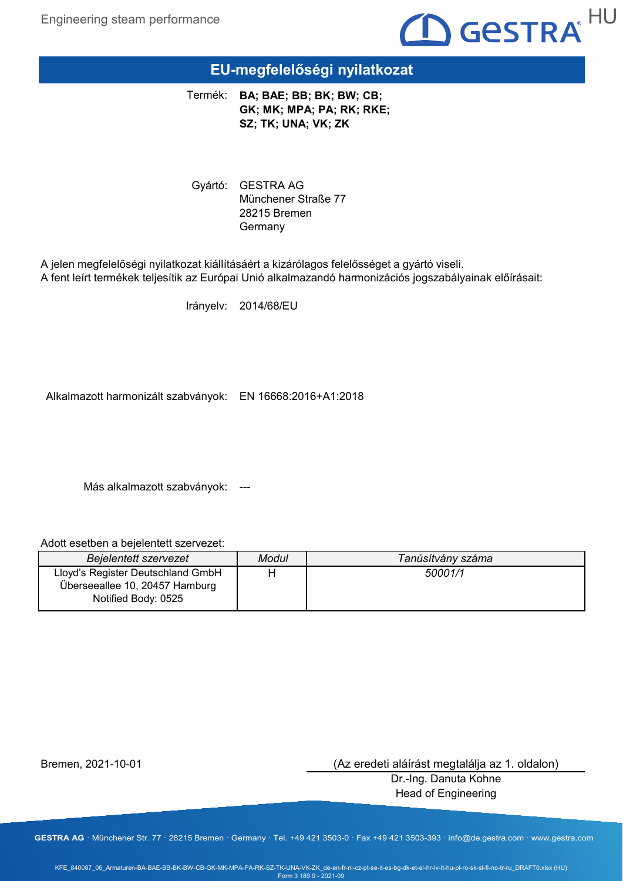# EU-megfelelőségi nyilatkozat

Termék: **BA; BAE; BB; BK; BW; CB; GK; MK; MPA; PA; RK; RKE; SZ; TK; UNA; VK; ZK**

Gyártó: GESTRA AG
Münchener Straße 77
28215 Bremen
Germany

A jelen megfelelőségi nyilatkozat kiállításáért a kizárólagos felelősséget a gyártó viseli.
A fent leírt termékek teljesítik az Európai Unió alkalmazandó harmonizációs jogszabályainak előírásait:

Irányelv: 2014/68/EU

Alkalmazott harmonizált szabványok: EN 16668:2016+A1:2018

Más alkalmazott szabványok: ---

Adott esetben a bejelentett szervezet:

| *Bejelentett szervezet* | *Modul* | *Tanúsítvány száma* |
|---|---|---|
| Lloyd's Register Deutschland GmbH<br>Überseeallee 10, 20457 Hamburg<br>Notified Body: 0525 | H | *50001/1* |

Bremen, 2021-10-01

(Az eredeti aláírást megtalálja az 1. oldalon)
Dr.-Ing. Danuta Kohne
Head of Engineering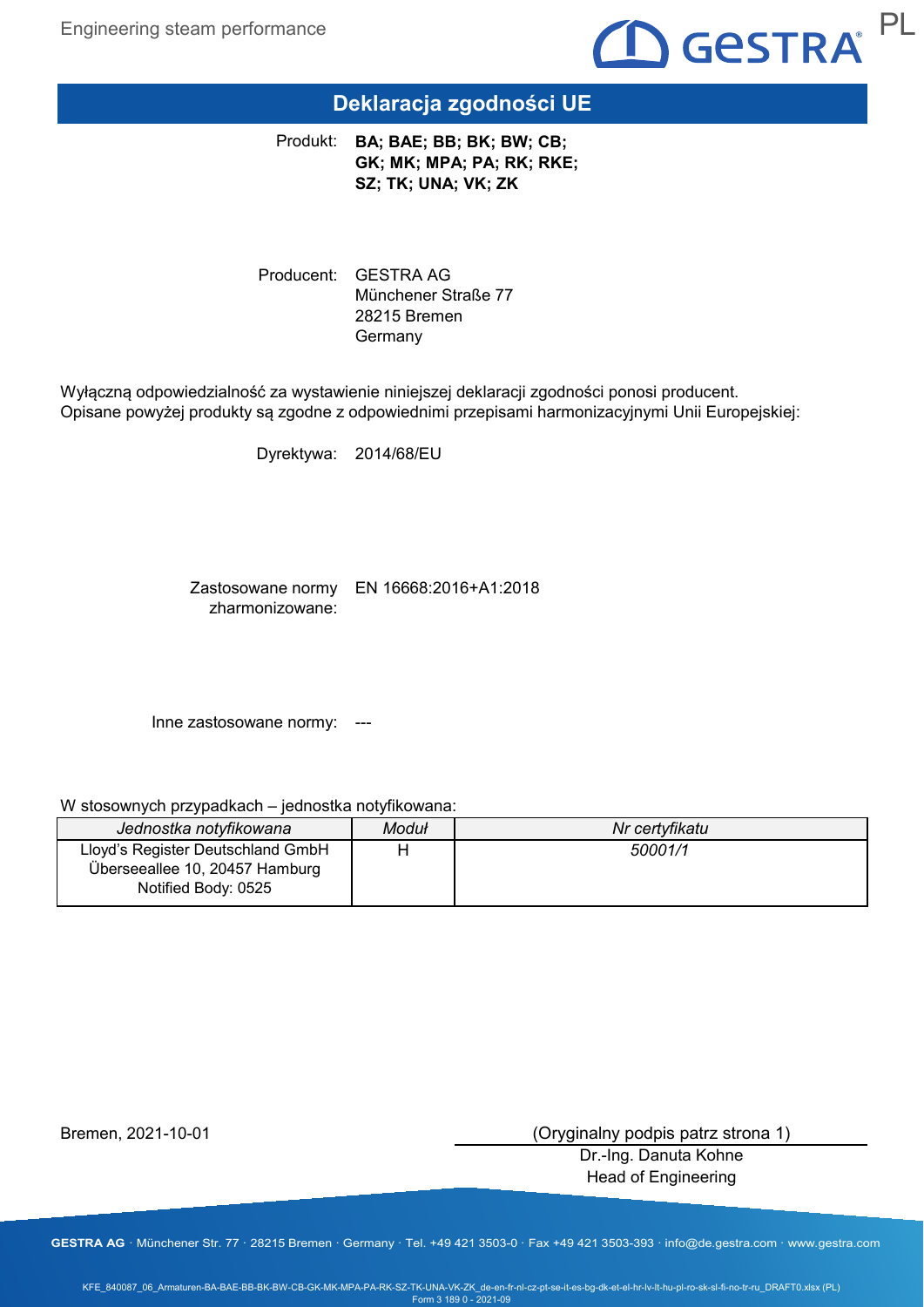# Deklaracja zgodności UE

Produkt: **BA; BAE; BB; BK; BW; CB; GK; MK; MPA; PA; RK; RKE; SZ; TK; UNA; VK; ZK**

Producent: GESTRA AG
Münchener Straße 77
28215 Bremen
Germany

Wyłączną odpowiedzialność za wystawienie niniejszej deklaracji zgodności ponosi producent.
Opisane powyżej produkty są zgodne z odpowiednimi przepisami harmonizacyjnymi Unii Europejskiej:

Dyrektywa: 2014/68/EU

Zastosowane normy zharmonizowane: EN 16668:2016+A1:2018

Inne zastosowane normy: ---

W stosownych przypadkach – jednostka notyfikowana:

| *Jednostka notyfikowana* | *Moduł* | *Nr certyfikatu* |
|---|---|---|
| Lloyd's Register Deutschland GmbH<br>Überseeallee 10, 20457 Hamburg<br>Notified Body: 0525 | H | *50001/1* |

Bremen, 2021-10-01

(Oryginalny podpis patrz strona 1)
Dr.-Ing. Danuta Kohne
Head of Engineering

**GESTRA AG** · Münchener Str. 77 · 28215 Bremen · Germany · Tel. +49 421 3503-0 · Fax +49 421 3503-393 · info@de.gestra.com · www.gestra.com

KFE_840087_06_Armaturen-BA-BAE-BB-BK-BW-CB-GK-MK-MPA-PA-RK-SZ-TK-UNA-VK-ZK_de-en-fr-nl-cz-pt-se-it-es-bg-dk-et-el-hr-lv-lt-hu-pl-ro-sk-sl-fi-no-tr-ru_DRAFT0.xlsx (PL)
Form 3 189 0 - 2021-09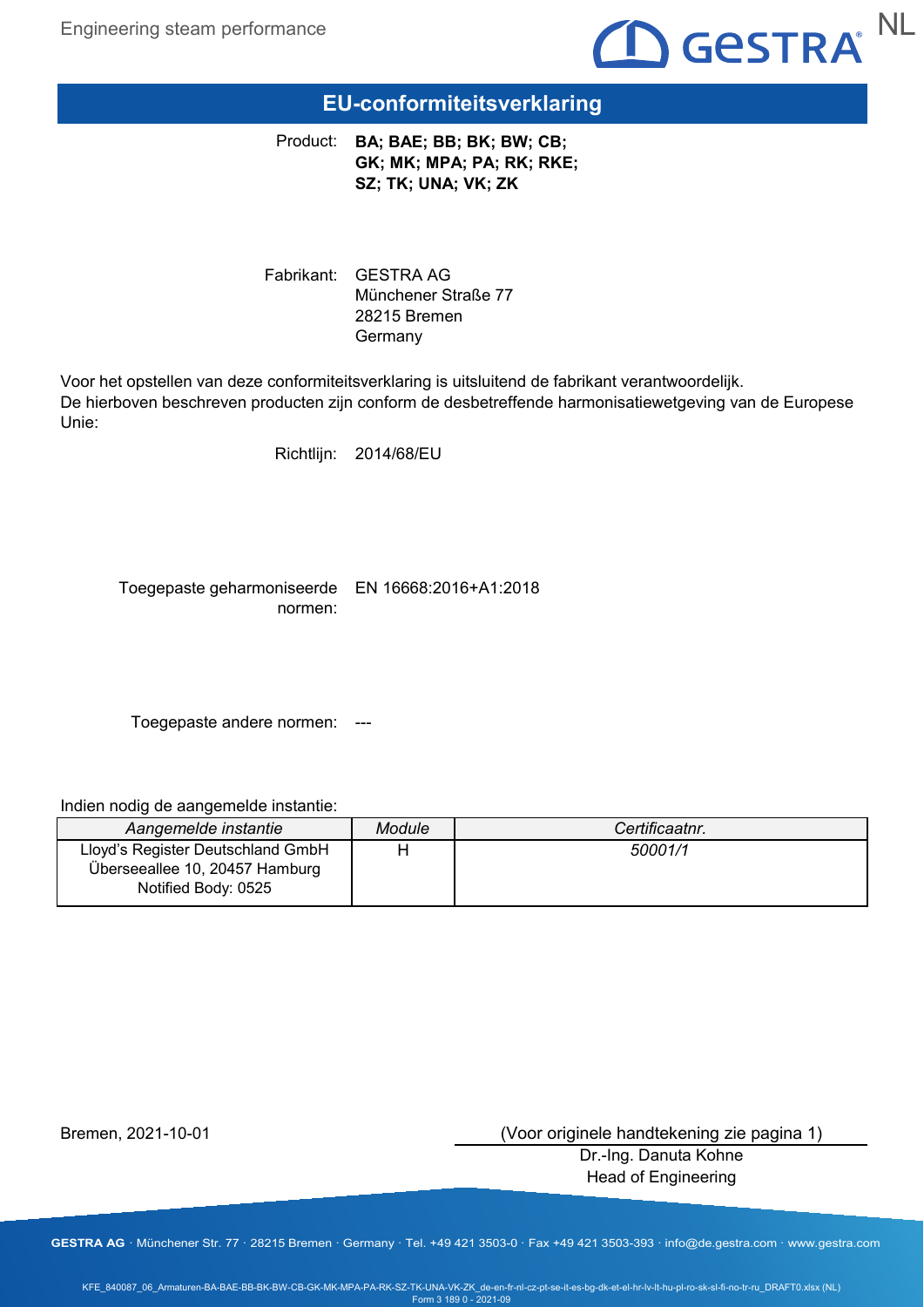# EU-conformiteitsverklaring

Product: **BA; BAE; BB; BK; BW; CB; GK; MK; MPA; PA; RK; RKE; SZ; TK; UNA; VK; ZK**

Fabrikant: GESTRA AG
Münchener Straße 77
28215 Bremen
Germany

Voor het opstellen van deze conformiteitsverklaring is uitsluitend de fabrikant verantwoordelijk.
De hierboven beschreven producten zijn conform de desbetreffende harmonisatiewetgeving van de Europese Unie:

Richtlijn: 2014/68/EU

Toegepaste geharmoniseerde normen: EN 16668:2016+A1:2018

Toegepaste andere normen: ---

Indien nodig de aangemelde instantie:

| *Aangemelde instantie* | *Module* | *Certificaatnr.* |
|---|---|---|
| Lloyd's Register Deutschland GmbH<br>Überseeallee 10, 20457 Hamburg<br>Notified Body: 0525 | H | *50001/1* |

Bremen, 2021-10-01

(Voor originele handtekening zie pagina 1)
Dr.-Ing. Danuta Kohne
Head of Engineering

**GESTRA AG** · Münchener Str. 77 · 28215 Bremen · Germany · Tel. +49 421 3503-0 · Fax +49 421 3503-393 · info@de.gestra.com · www.gestra.com

KFE_840087_06_Armaturen-BA-BAE-BB-BK-BW-CB-GK-MK-MPA-PA-RK-SZ-TK-UNA-VK-ZK_de-en-fr-nl-cz-pt-se-it-es-bg-dk-et-el-hr-lv-lt-hu-pl-ro-sk-sl-fi-no-tr-ru_DRAFT0.xlsx (NL)
Form 3 189 0 - 2021-09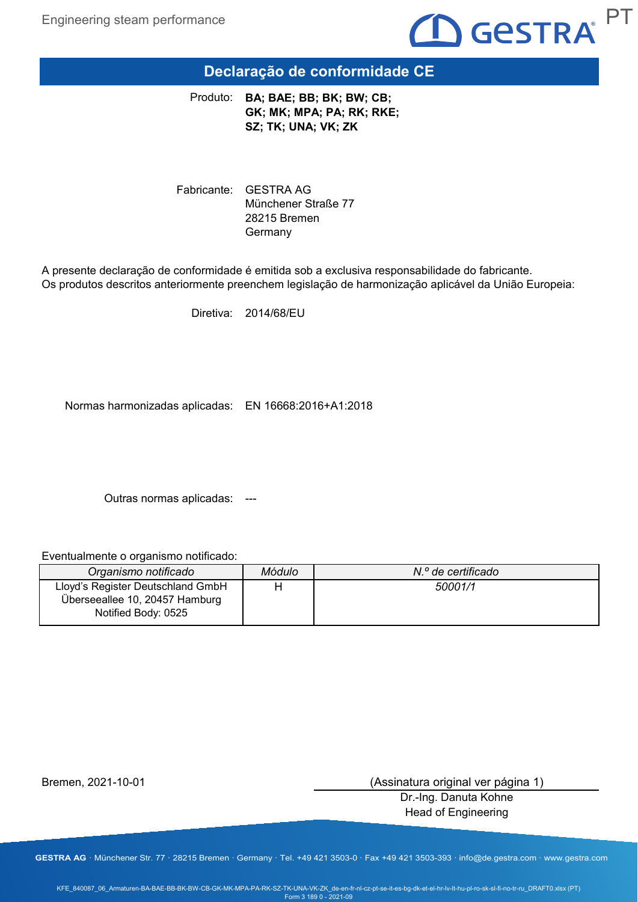# Declaração de conformidade CE

Produto: **BA; BAE; BB; BK; BW; CB; GK; MK; MPA; PA; RK; RKE; SZ; TK; UNA; VK; ZK**

Fabricante: GESTRA AG
Münchener Straße 77
28215 Bremen
Germany

A presente declaração de conformidade é emitida sob a exclusiva responsabilidade do fabricante.
Os produtos descritos anteriormente preenchem legislação de harmonização aplicável da União Europeia:

Diretiva: 2014/68/EU

Normas harmonizadas aplicadas: EN 16668:2016+A1:2018

Outras normas aplicadas: ---

Eventualmente o organismo notificado:

| *Organismo notificado* | *Módulo* | *N.º de certificado* |
|---|---|---|
| Lloyd's Register Deutschland GmbH Überseeallee 10, 20457 Hamburg Notified Body: 0525 | H | *50001/1* |

Bremen, 2021-10-01

(Assinatura original ver página 1)
Dr.-Ing. Danuta Kohne
Head of Engineering

**GESTRA AG** · Münchener Str. 77 · 28215 Bremen · Germany · Tel. +49 421 3503-0 · Fax +49 421 3503-393 · info@de.gestra.com · www.gestra.com

KFE_840087_06_Armaturen-BA-BAE-BB-BK-BW-CB-GK-MK-MPA-PA-RK-SZ-TK-UNA-VK-ZK_de-en-fr-nl-cz-pt-se-it-es-bg-dk-et-el-hr-lv-lt-hu-pl-ro-sk-sl-fi-no-tr-ru_DRAFT0.xlsx (PT)
Form 3 189 0 - 2021-09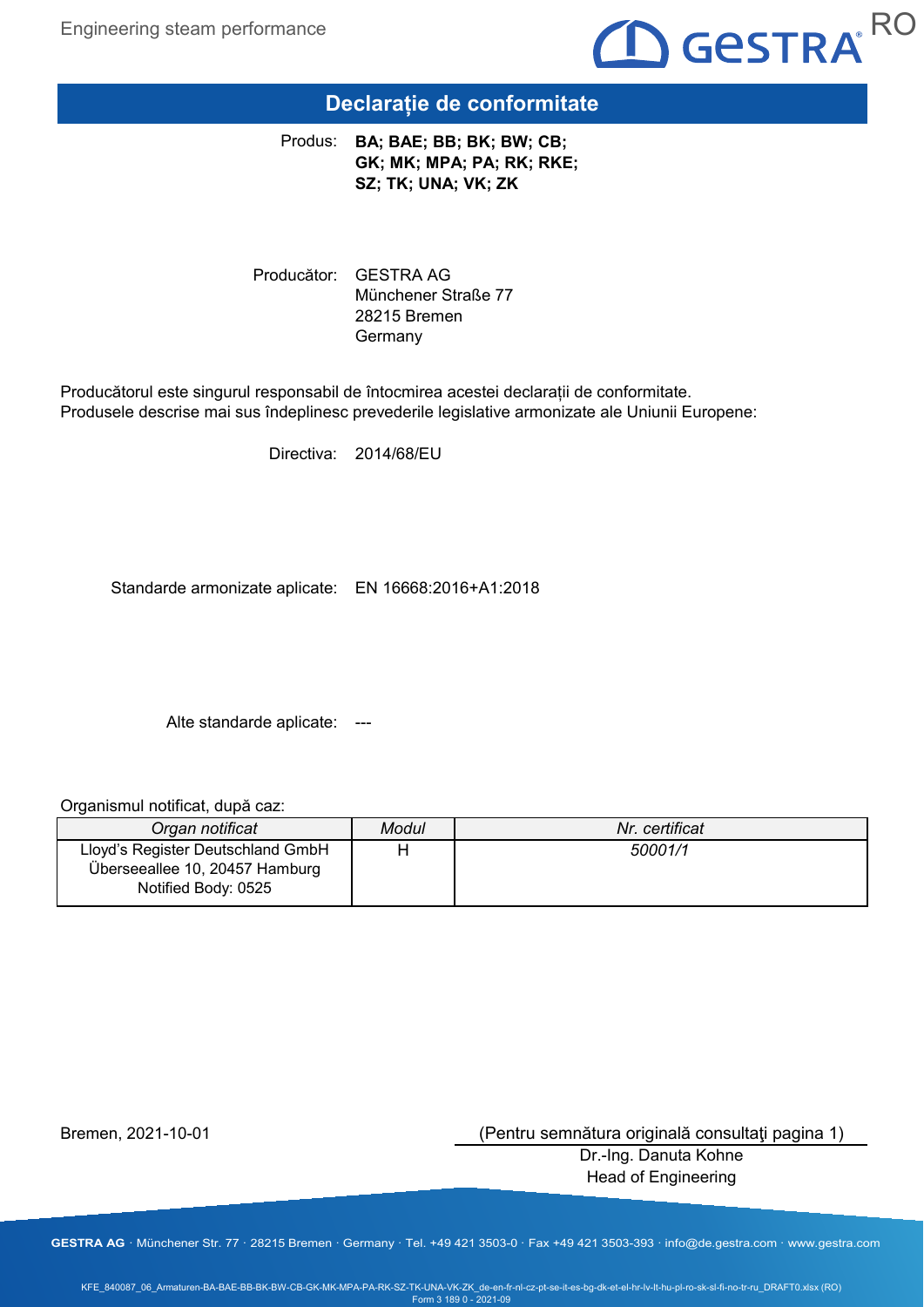## Declarație de conformitate

Produs: **BA; BAE; BB; BK; BW; CB; GK; MK; MPA; PA; RK; RKE; SZ; TK; UNA; VK; ZK**

Producător: GESTRA AG
Münchener Straße 77
28215 Bremen
Germany

Producătorul este singurul responsabil de întocmirea acestei declarații de conformitate.
Produsele descrise mai sus îndeplinesc prevederile legislative armonizate ale Uniunii Europene:

Directiva: 2014/68/EU

Standarde armonizate aplicate: EN 16668:2016+A1:2018

Alte standarde aplicate: ---

Organismul notificat, după caz:

| *Organ notificat* | *Modul* | *Nr. certificat* |
|---|---|---|
| Lloyd's Register Deutschland GmbH<br>Überseeallee 10, 20457 Hamburg<br>Notified Body: 0525 | H | *50001/1* |

Bremen, 2021-10-01

(Pentru semnătura originală consultaţi pagina 1)
Dr.-Ing. Danuta Kohne
Head of Engineering

**GESTRA AG** · Münchener Str. 77 · 28215 Bremen · Germany · Tel. +49 421 3503-0 · Fax +49 421 3503-393 · info@de.gestra.com · www.gestra.com

KFE_840087_06_Armaturen-BA-BAE-BB-BK-BW-CB-GK-MK-MPA-PA-RK-SZ-TK-UNA-VK-ZK_de-en-fr-nl-cz-pt-se-it-es-bg-dk-et-el-hr-lv-lt-hu-pl-ro-sk-sl-fi-no-tr-ru_DRAFT0.xlsx (RO)
Form 3 189 0 - 2021-09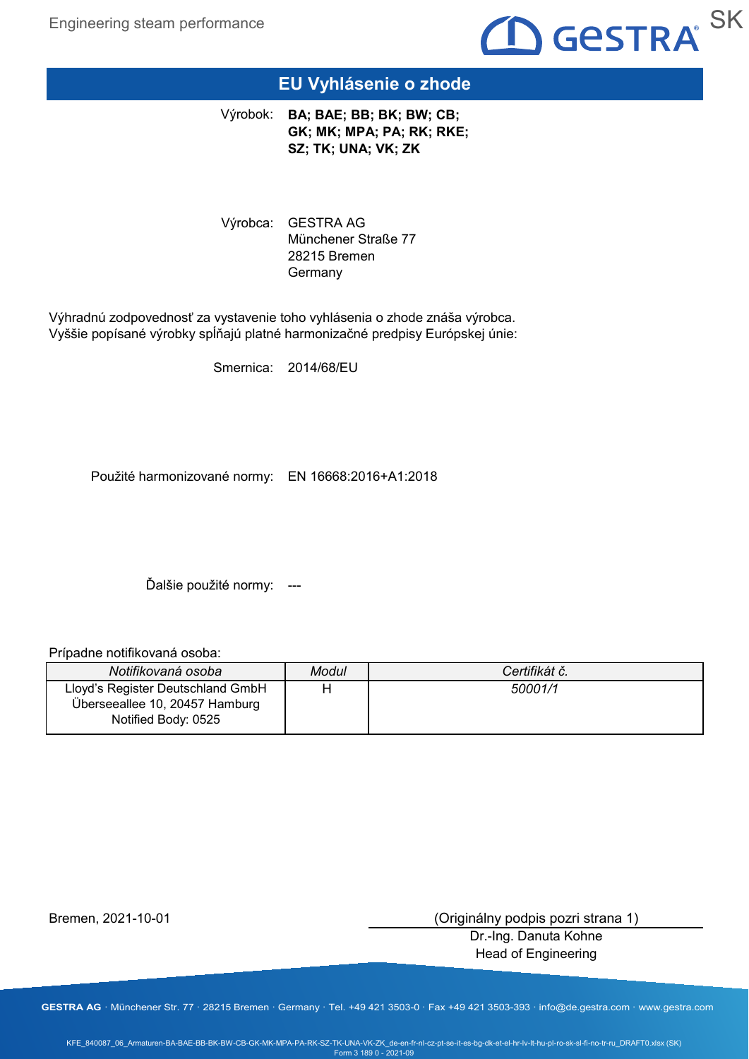# EU Vyhlásenie o zhode

Výrobok: **BA; BAE; BB; BK; BW; CB; GK; MK; MPA; PA; RK; RKE; SZ; TK; UNA; VK; ZK**

Výrobca: GESTRA AG
Münchener Straße 77
28215 Bremen
Germany

Výhradnú zodpovednosť za vystavenie toho vyhlásenia o zhode znáša výrobca.
Vyššie popísané výrobky spĺňajú platné harmonizačné predpisy Európskej únie:

Smernica: 2014/68/EU

Použité harmonizované normy: EN 16668:2016+A1:2018

Ďalšie použité normy: ---

Prípadne notifikovaná osoba:

| *Notifikovaná osoba* | *Modul* | *Certifikát č.* |
|---|---|---|
| Lloyd's Register Deutschland GmbH Überseeallee 10, 20457 Hamburg Notified Body: 0525 | H | *50001/1* |

Bremen, 2021-10-01

(Originálny podpis pozri strana 1)
Dr.-Ing. Danuta Kohne
Head of Engineering

**GESTRA AG** · Münchener Str. 77 · 28215 Bremen · Germany · Tel. +49 421 3503-0 · Fax +49 421 3503-393 · info@de.gestra.com · www.gestra.com

KFE_840087_06_Armaturen-BA-BAE-BB-BK-BW-CB-GK-MK-MPA-PA-RK-SZ-TK-UNA-VK-ZK_de-en-fr-nl-cz-pt-se-it-es-bg-dk-et-el-hr-lv-lt-hu-pl-ro-sk-sl-fi-no-tr-ru_DRAFT0.xlsx (SK)
Form 3 189 0 - 2021-09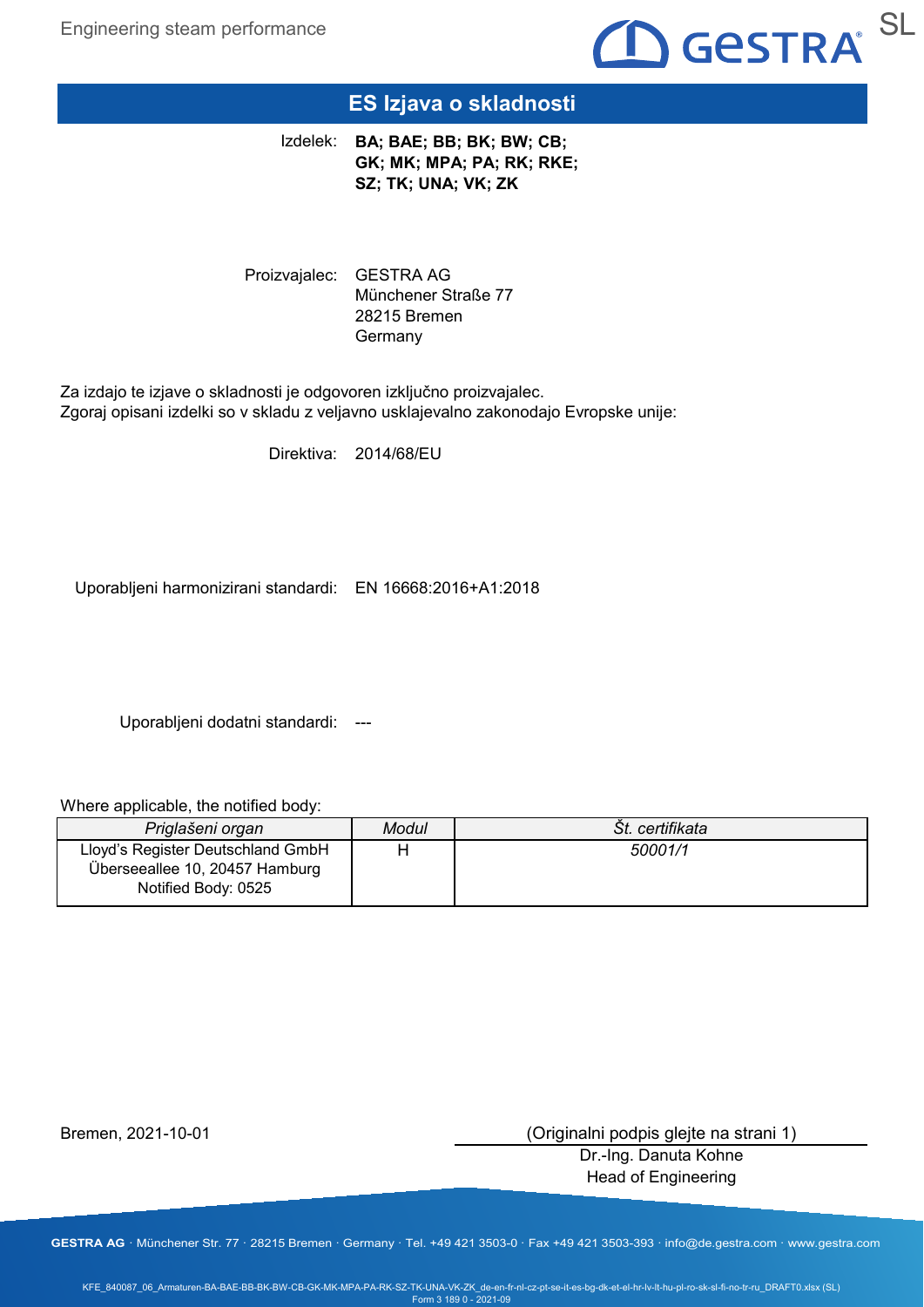# ES Izjava o skladnosti

Izdelek: **BA; BAE; BB; BK; BW; CB; GK; MK; MPA; PA; RK; RKE; SZ; TK; UNA; VK; ZK**

Proizvajalec: GESTRA AG
Münchener Straße 77
28215 Bremen
Germany

Za izdajo te izjave o skladnosti je odgovoren izključno proizvajalec.
Zgoraj opisani izdelki so v skladu z veljavno usklajevalno zakonodajo Evropske unije:

Direktiva: 2014/68/EU

Uporabljeni harmonizirani standardi: EN 16668:2016+A1:2018

Uporabljeni dodatni standardi: ---

Where applicable, the notified body:

| *Priglašeni organ* | *Modul* | *Št. certifikata* |
|---|---|---|
| Lloyd's Register Deutschland GmbH<br>Überseeallee 10, 20457 Hamburg<br>Notified Body: 0525 | H | *50001/1* |

Bremen, 2021-10-01

(Originalni podpis glejte na strani 1)
Dr.-Ing. Danuta Kohne
Head of Engineering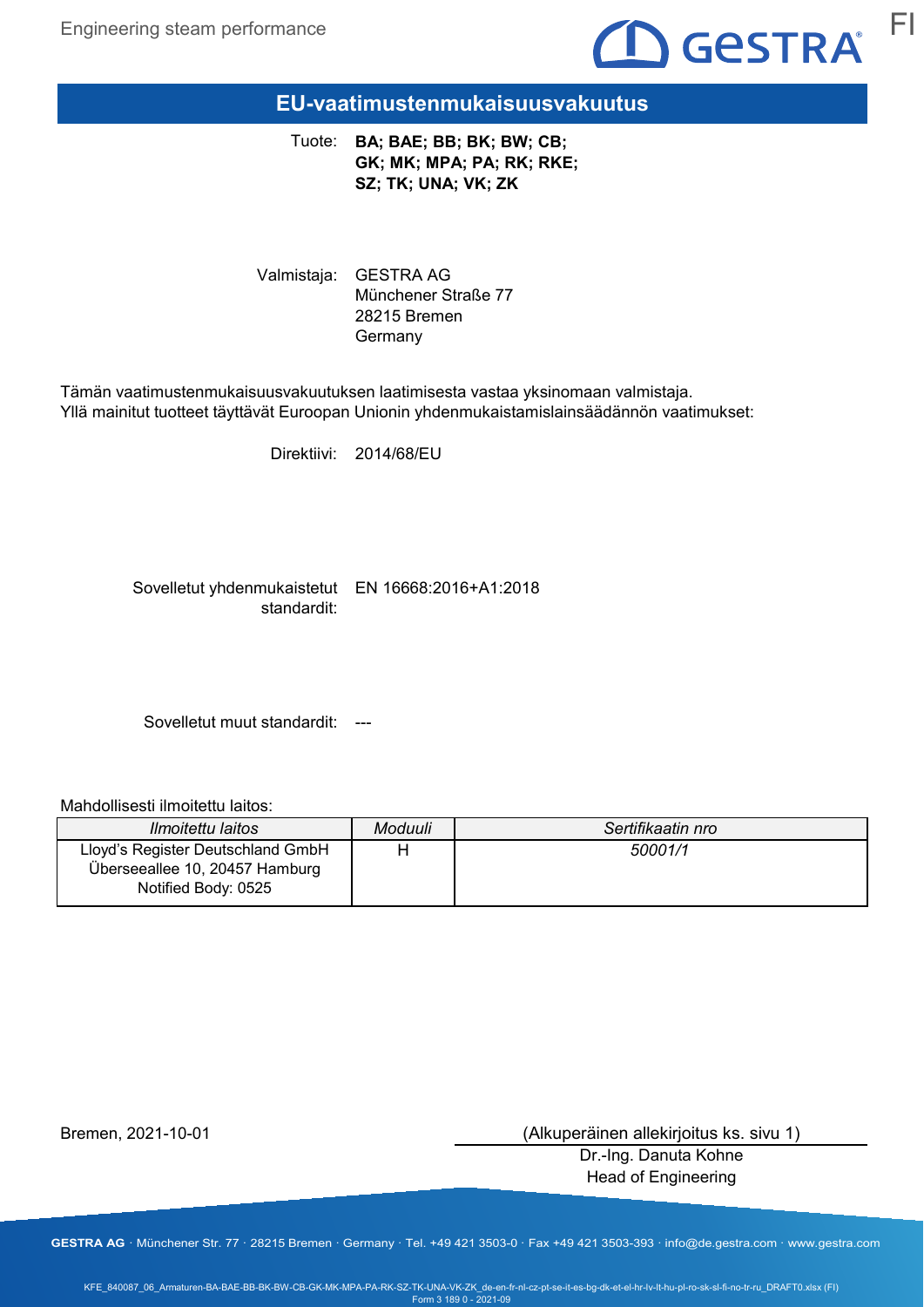# EU-vaatimustenmukaisuusvakuutus

Tuote: **BA; BAE; BB; BK; BW; CB; GK; MK; MPA; PA; RK; RKE; SZ; TK; UNA; VK; ZK**

Valmistaja: GESTRA AG
Münchener Straße 77
28215 Bremen
Germany

Tämän vaatimustenmukaisuusvakuutuksen laatimisesta vastaa yksinomaan valmistaja.
Yllä mainitut tuotteet täyttävät Euroopan Unionin yhdenmukaistamislainsäädännön vaatimukset:

Direktiivi: 2014/68/EU

Sovelletut yhdenmukaistetut standardit: EN 16668:2016+A1:2018

Sovelletut muut standardit: ---

Mahdollisesti ilmoitettu laitos:

| *Ilmoitettu laitos* | *Moduuli* | *Sertifikaatin nro* |
|---|---|---|
| Lloyd's Register Deutschland GmbH<br>Überseeallee 10, 20457 Hamburg<br>Notified Body: 0525 | H | *50001/1* |

Bremen, 2021-10-01

(Alkuperäinen allekirjoitus ks. sivu 1)
Dr.-Ing. Danuta Kohne
Head of Engineering

**GESTRA AG** · Münchener Str. 77 · 28215 Bremen · Germany · Tel. +49 421 3503-0 · Fax +49 421 3503-393 · info@de.gestra.com · www.gestra.com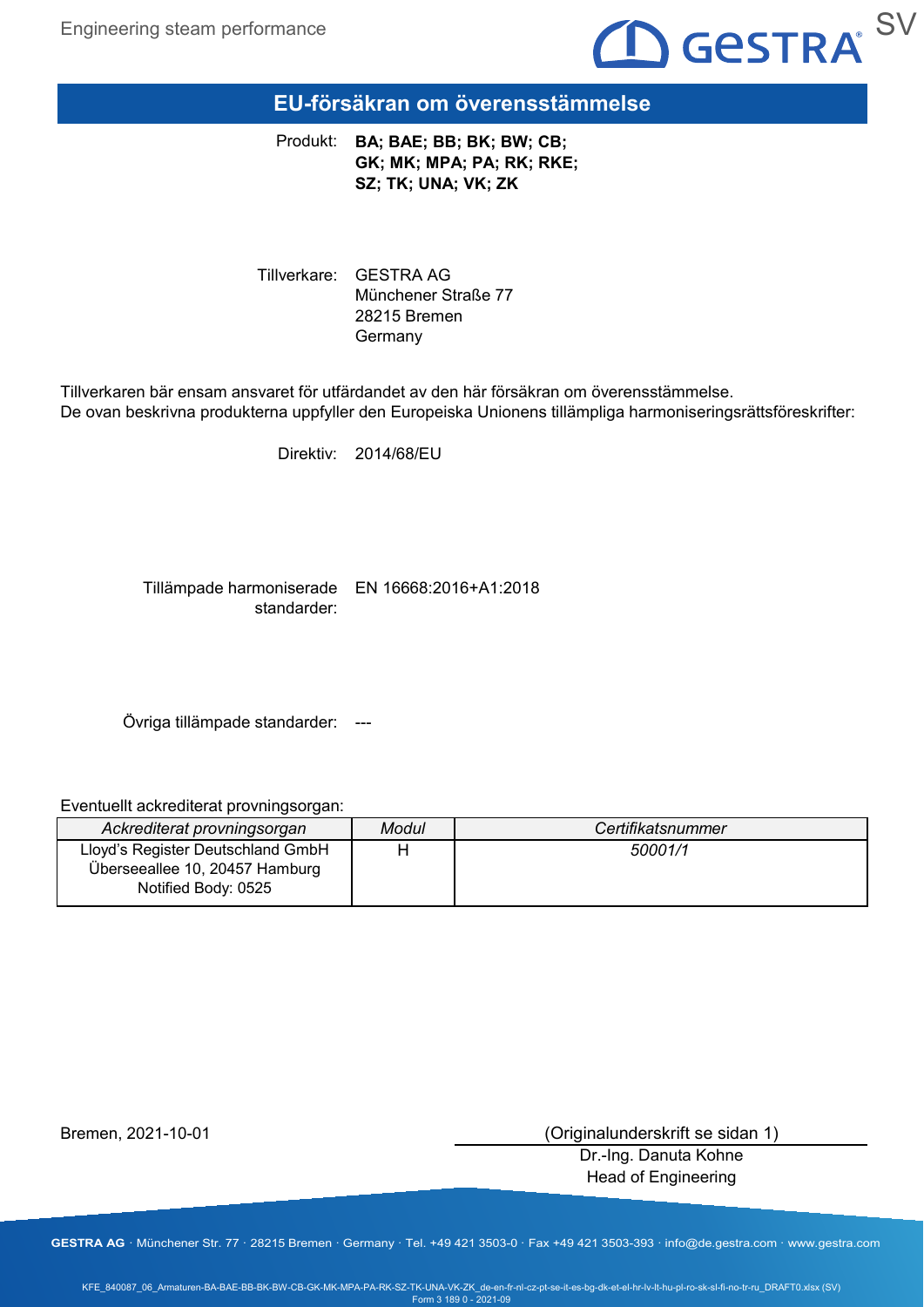# EU-försäkran om överensstämmelse

Produkt: **BA; BAE; BB; BK; BW; CB; GK; MK; MPA; PA; RK; RKE; SZ; TK; UNA; VK; ZK**

Tillverkare: GESTRA AG
Münchener Straße 77
28215 Bremen
Germany

Tillverkaren bär ensam ansvaret för utfärdandet av den här försäkran om överensstämmelse.
De ovan beskrivna produkterna uppfyller den Europeiska Unionens tillämpliga harmoniseringsrättsföreskrifter:

Direktiv: 2014/68/EU

Tillämpade harmoniserade standarder: EN 16668:2016+A1:2018

Övriga tillämpade standarder: ---

Eventuellt ackrediterat provningsorgan:

| *Ackrediterat provningsorgan* | *Modul* | *Certifikatsnummer* |
|---|---|---|
| Lloyd's Register Deutschland GmbH<br>Überseeallee 10, 20457 Hamburg<br>Notified Body: 0525 | H | *50001/1* |

Bremen, 2021-10-01

(Originalunderskrift se sidan 1)
Dr.-Ing. Danuta Kohne
Head of Engineering

**GESTRA AG** · Münchener Str. 77 · 28215 Bremen · Germany · Tel. +49 421 3503-0 · Fax +49 421 3503-393 · info@de.gestra.com · www.gestra.com

KFE_840087_06_Armaturen-BA-BAE-BB-BK-BW-CB-GK-MK-MPA-PA-RK-SZ-TK-UNA-VK-ZK_de-en-fr-nl-cz-pt-se-it-es-bg-dk-et-el-hr-lv-lt-hu-pl-ro-sk-sl-fi-no-tr-ru_DRAFT0.xlsx (SV)
Form 3 189 0 - 2021-09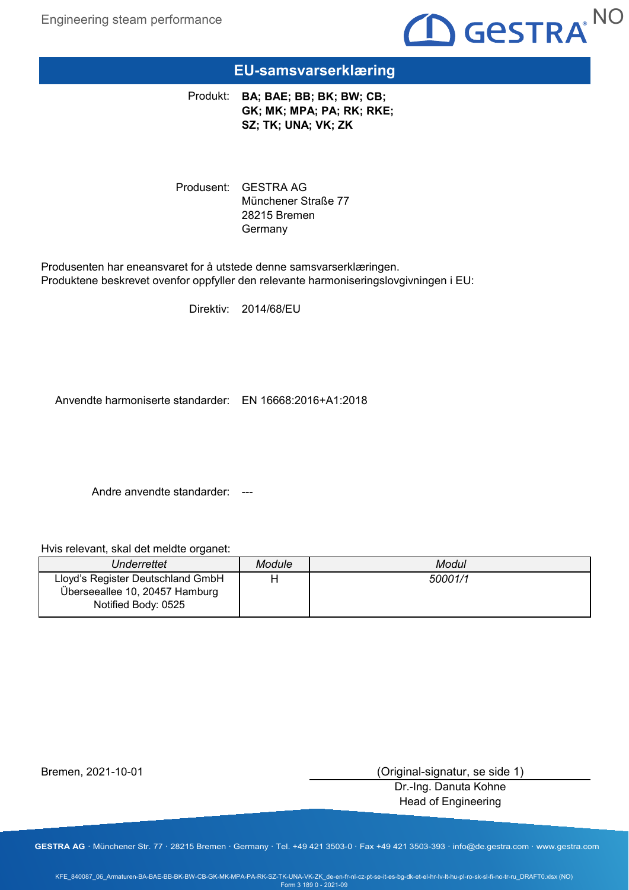# EU-samsvarserklæring

Produkt: **BA; BAE; BB; BK; BW; CB; GK; MK; MPA; PA; RK; RKE; SZ; TK; UNA; VK; ZK**

Produsent: GESTRA AG
Münchener Straße 77
28215 Bremen
Germany

Produsenten har eneansvaret for å utstede denne samsvarserklæringen.
Produktene beskrevet ovenfor oppfyller den relevante harmoniseringslovgivningen i EU:

Direktiv: 2014/68/EU

Anvendte harmoniserte standarder: EN 16668:2016+A1:2018

Andre anvendte standarder: ---

Hvis relevant, skal det meldte organet:

| *Underrettet* | *Module* | *Modul* |
|---|---|---|
| Lloyd's Register Deutschland GmbH<br>Überseeallee 10, 20457 Hamburg<br>Notified Body: 0525 | H | *50001/1* |

Bremen, 2021-10-01

(Original-signatur, se side 1)
Dr.-Ing. Danuta Kohne
Head of Engineering

**GESTRA AG** · Münchener Str. 77 · 28215 Bremen · Germany · Tel. +49 421 3503-0 · Fax +49 421 3503-393 · info@de.gestra.com · www.gestra.com

KFE_840087_06_Armaturen-BA-BAE-BB-BK-BW-CB-GK-MK-MPA-PA-RK-SZ-TK-UNA-VK-ZK_de-en-fr-nl-cz-pt-se-it-es-bg-dk-et-el-hr-lv-lt-hu-pl-ro-sk-sl-fi-no-tr-ru_DRAFT0.xlsx (NO)
Form 3 189 0 - 2021-09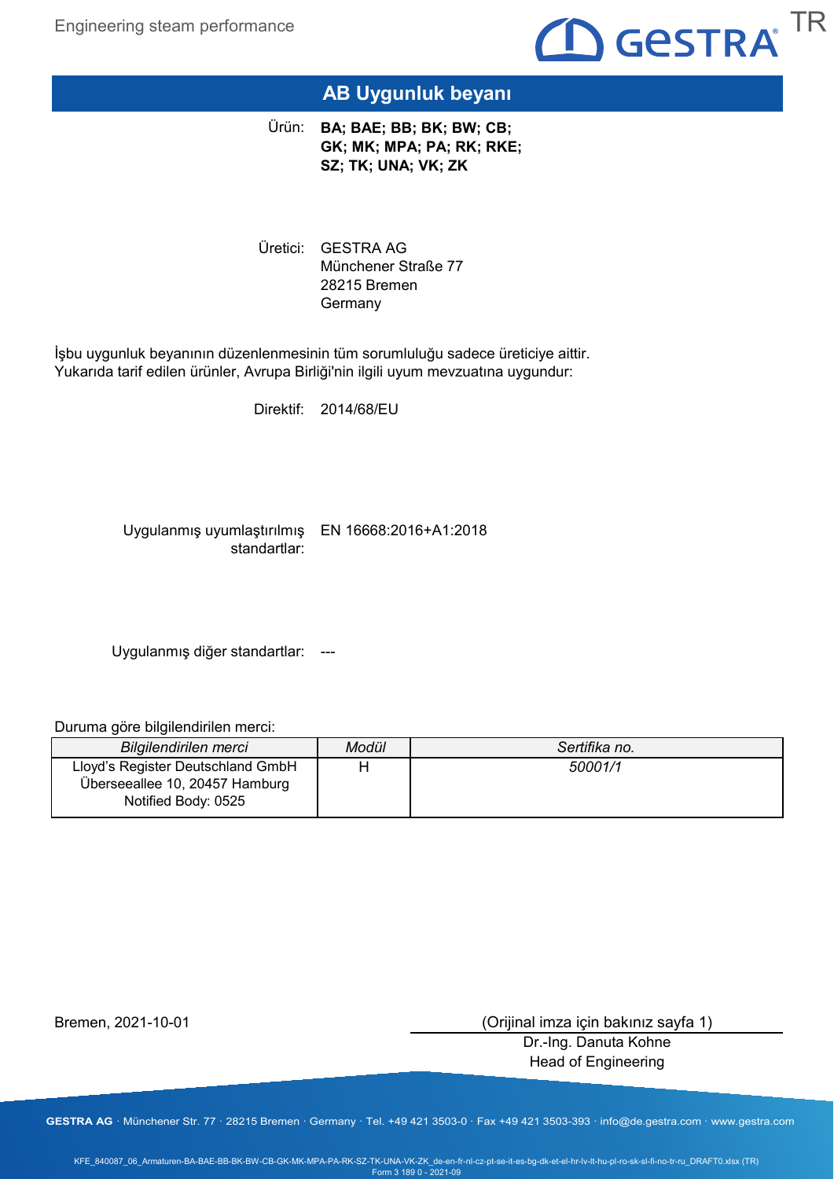# AB Uygunluk beyanı

Ürün: **BA; BAE; BB; BK; BW; CB; GK; MK; MPA; PA; RK; RKE; SZ; TK; UNA; VK; ZK**

Üretici: GESTRA AG
Münchener Straße 77
28215 Bremen
Germany

İşbu uygunluk beyanının düzenlenmesinin tüm sorumluluğu sadece üreticiye aittir.
Yukarıda tarif edilen ürünler, Avrupa Birliği'nin ilgili uyum mevzuatına uygundur:

Direktif: 2014/68/EU

Uygulanmış uyumlaştırılmış standartlar: EN 16668:2016+A1:2018

Uygulanmış diğer standartlar: ---

Duruma göre bilgilendirilen merci:

| *Bilgilendirilen merci* | *Modül* | *Sertifika no.* |
|---|---|---|
| Lloyd's Register Deutschland GmbH<br>Überseeallee 10, 20457 Hamburg<br>Notified Body: 0525 | H | *50001/1* |

Bremen, 2021-10-01

(Orijinal imza için bakınız sayfa 1)
Dr.-Ing. Danuta Kohne
Head of Engineering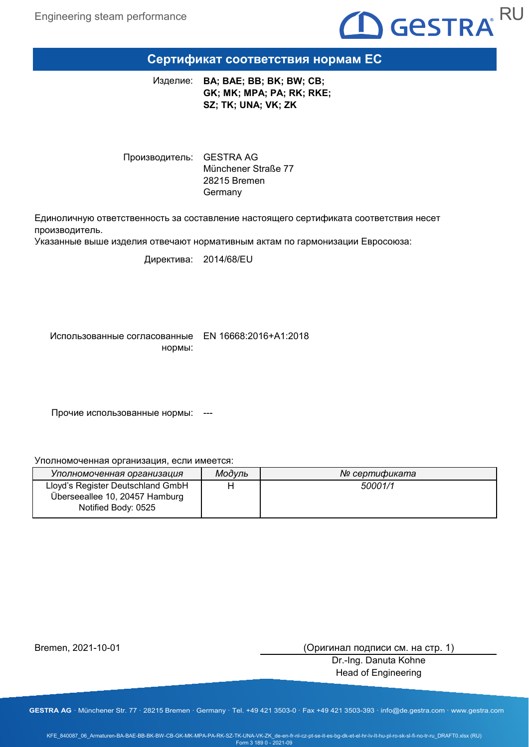# Сертификат соответствия нормам ЕС

Изделие: **BA; BAE; BB; BK; BW; CB; GK; MK; MPA; PA; RK; RKE; SZ; TK; UNA; VK; ZK**

Производитель: GESTRA AG
Münchener Straße 77
28215 Bremen
Germany

Единоличную ответственность за составление настоящего сертификата соответствия несет производитель.
Указанные выше изделия отвечают нормативным актам по гармонизации Евросоюза:

Директива: 2014/68/EU

Использованные согласованные нормы: EN 16668:2016+A1:2018

Прочие использованные нормы: ---

Уполномоченная организация, если имеется:

| *Уполномоченная организация* | *Модуль* | *№ сертификата* |
|---|---|---|
| Lloyd's Register Deutschland GmbH Überseeallee 10, 20457 Hamburg Notified Body: 0525 | H | *50001/1* |

Bremen, 2021-10-01

(Оригинал подписи см. на стр. 1)
Dr.-Ing. Danuta Kohne
Head of Engineering

**GESTRA AG** · Münchener Str. 77 · 28215 Bremen · Germany · Tel. +49 421 3503-0 · Fax +49 421 3503-393 · info@de.gestra.com · www.gestra.com

KFE_840087_06_Armaturen-BA-BAE-BB-BK-BW-CB-GK-MK-MPA-PA-RK-SZ-TK-UNA-VK-ZK_de-en-fr-nl-cz-pt-se-it-es-bg-dk-et-el-hr-lv-lt-hu-pl-ro-sk-sl-fi-no-tr-ru_DRAFT0.xlsx (RU)
Form 3 189 0 - 2021-09